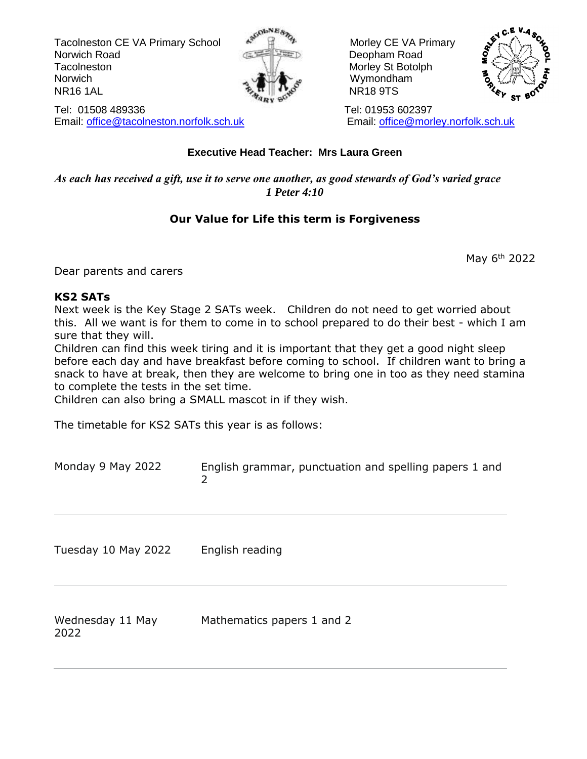Tacolneston CE VA Primary School
Norwich Road
Tacolneston
Norwich
NR16 1AL

Tel: 01508 489336
Email: office@tacolneston.norfolk.sch.uk

Morley CE VA Primary
Deopham Road
Morley St Botolph
Wymondham
NR18 9TS

Tel: 01953 602397
Email: office@morley.norfolk.sch.uk

**Executive Head Teacher: Mrs Laura Green**

***As each has received a gift, use it to serve one another, as good stewards of God's varied grace***
***1 Peter 4:10***

**Our Value for Life this term is Forgiveness**

May 6th 2022

Dear parents and carers

**KS2 SATs**

Next week is the Key Stage 2 SATs week. Children do not need to get worried about this. All we want is for them to come in to school prepared to do their best - which I am sure that they will.

Children can find this week tiring and it is important that they get a good night sleep before each day and have breakfast before coming to school. If children want to bring a snack to have at break, then they are welcome to bring one in too as they need stamina to complete the tests in the set time.

Children can also bring a SMALL mascot in if they wish.

The timetable for KS2 SATs this year is as follows:

| | |
|---|---|
| Monday 9 May 2022 | English grammar, punctuation and spelling papers 1 and 2 |
| Tuesday 10 May 2022 | English reading |
| Wednesday 11 May 2022 | Mathematics papers 1 and 2 |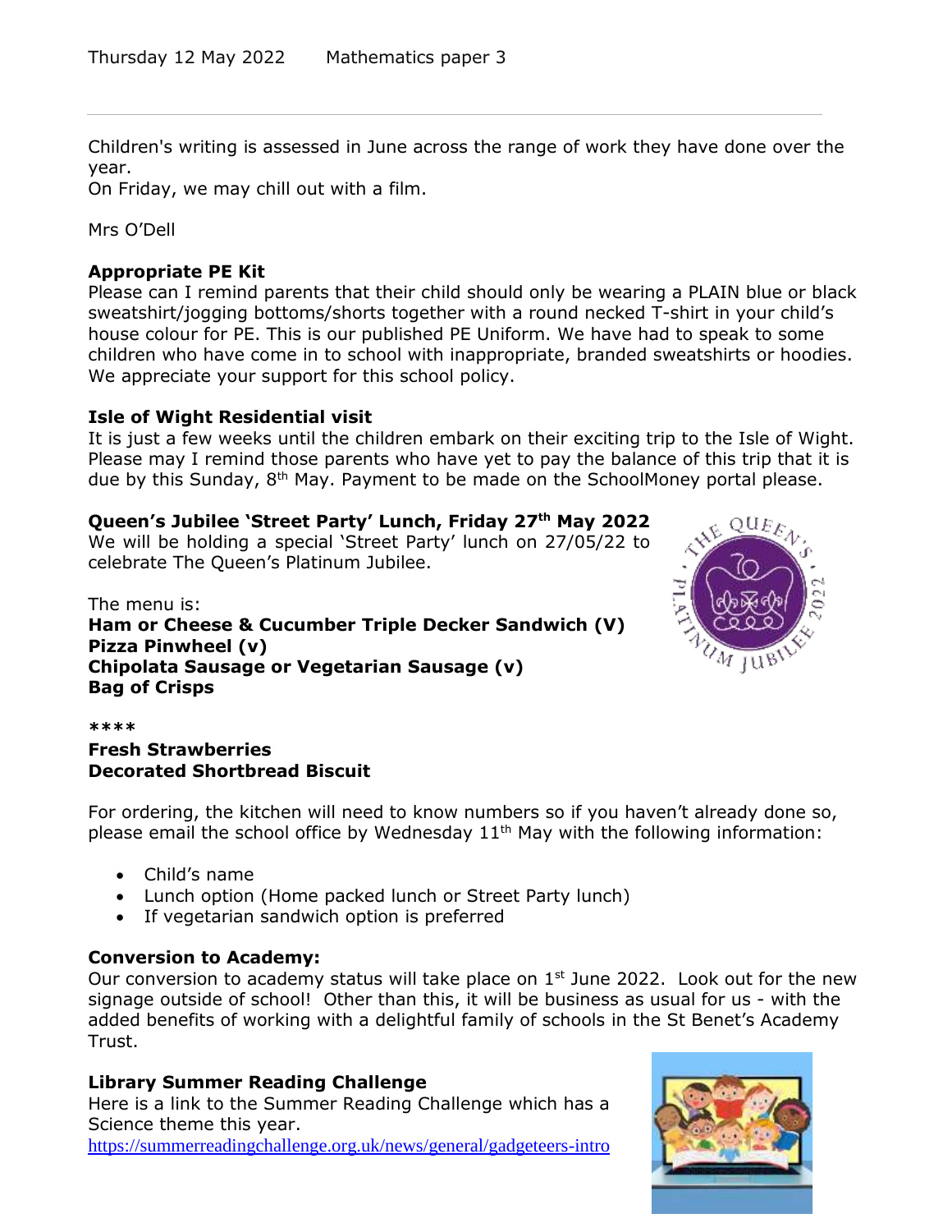Thursday 12 May 2022 Mathematics paper 3

---

Children's writing is assessed in June across the range of work they have done over the year.
On Friday, we may chill out with a film.

Mrs O'Dell

**Appropriate PE Kit**
Please can I remind parents that their child should only be wearing a PLAIN blue or black sweatshirt/jogging bottoms/shorts together with a round necked T-shirt in your child's house colour for PE. This is our published PE Uniform. We have had to speak to some children who have come in to school with inappropriate, branded sweatshirts or hoodies. We appreciate your support for this school policy.

**Isle of Wight Residential visit**
It is just a few weeks until the children embark on their exciting trip to the Isle of Wight. Please may I remind those parents who have yet to pay the balance of this trip that it is due by this Sunday, 8th May. Payment to be made on the SchoolMoney portal please.

**Queen's Jubilee 'Street Party' Lunch, Friday 27th May 2022**
We will be holding a special 'Street Party' lunch on 27/05/22 to celebrate The Queen's Platinum Jubilee.

The menu is:
**Ham or Cheese & Cucumber Triple Decker Sandwich (V)**
**Pizza Pinwheel (v)**
**Chipolata Sausage or Vegetarian Sausage (v)**
**Bag of Crisps**

**\*\*\*\***
**Fresh Strawberries**
**Decorated Shortbread Biscuit**

For ordering, the kitchen will need to know numbers so if you haven't already done so, please email the school office by Wednesday 11th May with the following information:

- Child's name
- Lunch option (Home packed lunch or Street Party lunch)
- If vegetarian sandwich option is preferred

**Conversion to Academy:**
Our conversion to academy status will take place on 1st June 2022. Look out for the new signage outside of school! Other than this, it will be business as usual for us - with the added benefits of working with a delightful family of schools in the St Benet's Academy Trust.

**Library Summer Reading Challenge**
Here is a link to the Summer Reading Challenge which has a Science theme this year.
https://summerreadingchallenge.org.uk/news/general/gadgeteers-intro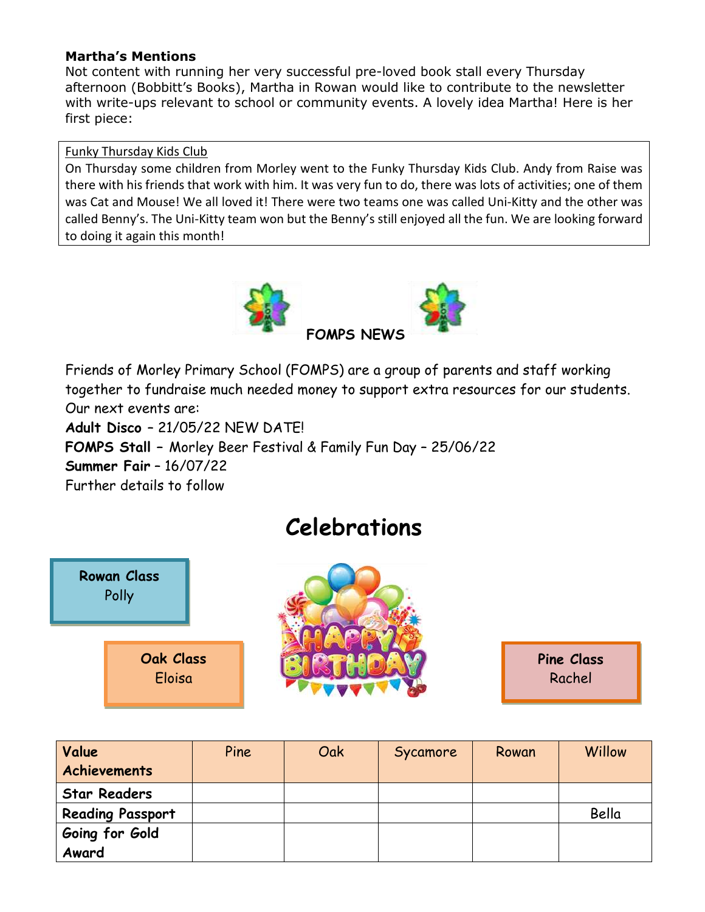**Martha's Mentions**

Not content with running her very successful pre-loved book stall every Thursday afternoon (Bobbitt's Books), Martha in Rowan would like to contribute to the newsletter with write-ups relevant to school or community events. A lovely idea Martha! Here is her first piece:

> Funky Thursday Kids Club
>
> On Thursday some children from Morley went to the Funky Thursday Kids Club. Andy from Raise was there with his friends that work with him. It was very fun to do, there was lots of activities; one of them was Cat and Mouse! We all loved it! There were two teams one was called Uni-Kitty and the other was called Benny's. The Uni-Kitty team won but the Benny's still enjoyed all the fun. We are looking forward to doing it again this month!

## FOMPS NEWS

Friends of Morley Primary School (FOMPS) are a group of parents and staff working together to fundraise much needed money to support extra resources for our students. Our next events are:

**Adult Disco** – 21/05/22 NEW DATE!
**FOMPS Stall** – Morley Beer Festival & Family Fun Day – 25/06/22
**Summer Fair** – 16/07/22
Further details to follow

# Celebrations

**Rowan Class**
Polly

**Oak Class**
Eloisa

**Pine Class**
Rachel

| **Value Achievements** | Pine | Oak | Sycamore | Rowan | Willow |
|---|---|---|---|---|---|
| **Star Readers** | | | | | |
| **Reading Passport** | | | | | Bella |
| **Going for Gold Award** | | | | | |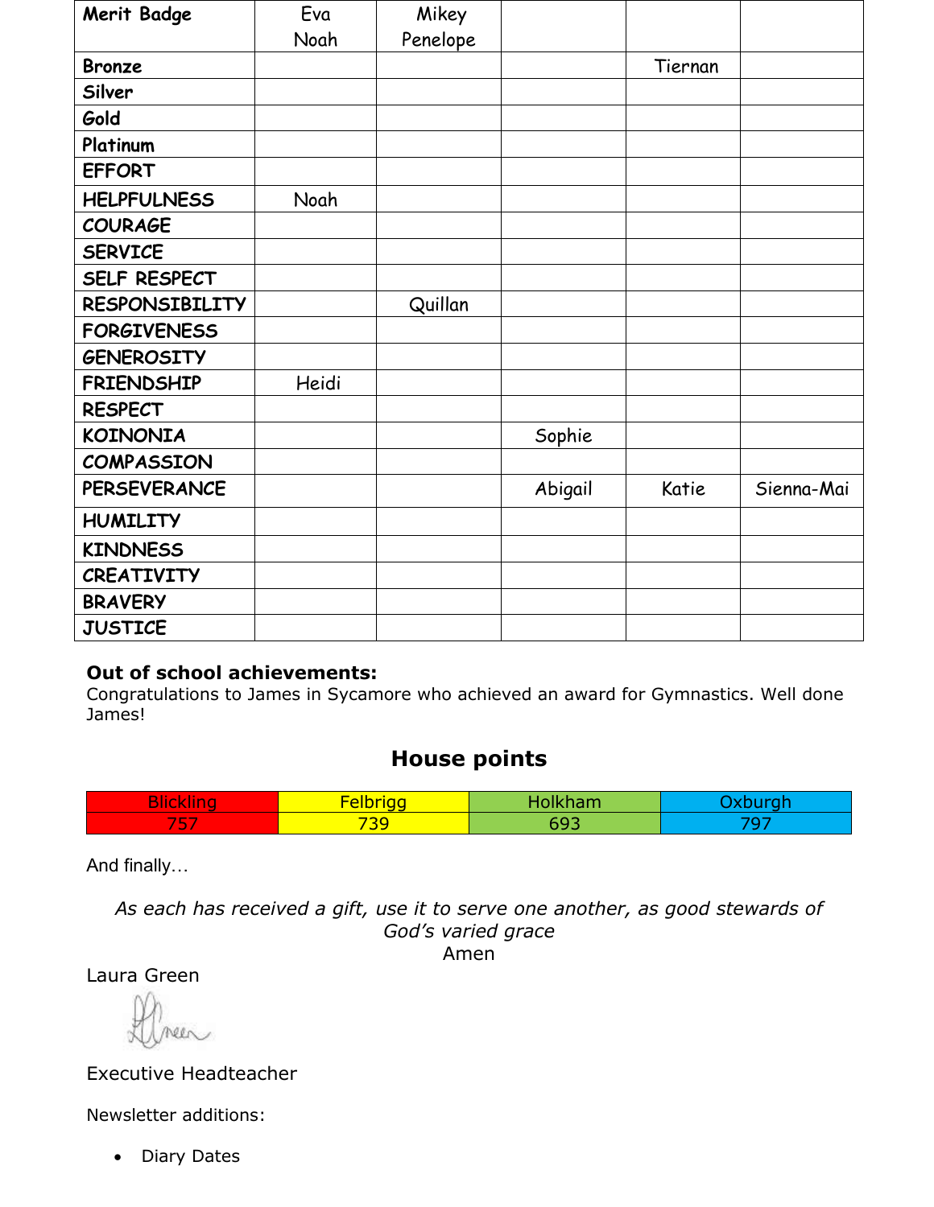| Merit Badge | Eva Noah | Mikey Penelope | | | |
|---|---|---|---|---|---|
| Bronze | | | | Tiernan | |
| Silver | | | | | |
| Gold | | | | | |
| Platinum | | | | | |
| EFFORT | | | | | |
| HELPFULNESS | Noah | | | | |
| COURAGE | | | | | |
| SERVICE | | | | | |
| SELF RESPECT | | | | | |
| RESPONSIBILITY | | Quillan | | | |
| FORGIVENESS | | | | | |
| GENEROSITY | | | | | |
| FRIENDSHIP | Heidi | | | | |
| RESPECT | | | | | |
| KOINONIA | | | Sophie | | |
| COMPASSION | | | | | |
| PERSEVERANCE | | | Abigail | Katie | Sienna-Mai |
| HUMILITY | | | | | |
| KINDNESS | | | | | |
| CREATIVITY | | | | | |
| BRAVERY | | | | | |
| JUSTICE | | | | | |

**Out of school achievements:**
Congratulations to James in Sycamore who achieved an award for Gymnastics. Well done James!

## House points

| Blickling | Felbrigg | Holkham | Oxburgh |
|---|---|---|---|
| 757 | 739 | 693 | 797 |

And finally…

*As each has received a gift, use it to serve one another, as good stewards of God's varied grace*
Amen

Laura Green

Executive Headteacher

Newsletter additions:

- Diary Dates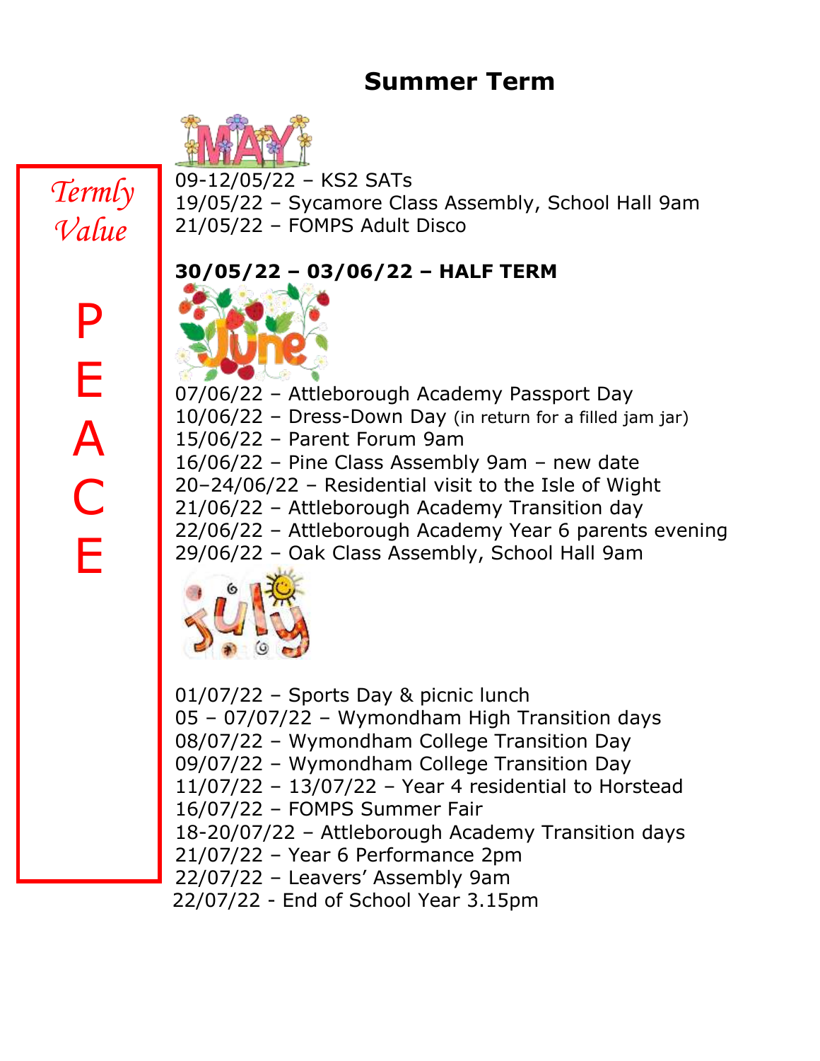# Summer Term

*Termly Value*

P
E
A
C
E

MAY

09-12/05/22 – KS2 SATs
19/05/22 – Sycamore Class Assembly, School Hall 9am
21/05/22 – FOMPS Adult Disco

**30/05/22 – 03/06/22 – HALF TERM**

June

07/06/22 – Attleborough Academy Passport Day
10/06/22 – Dress-Down Day (in return for a filled jam jar)
15/06/22 – Parent Forum 9am
16/06/22 – Pine Class Assembly 9am – new date
20–24/06/22 – Residential visit to the Isle of Wight
21/06/22 – Attleborough Academy Transition day
22/06/22 – Attleborough Academy Year 6 parents evening
29/06/22 – Oak Class Assembly, School Hall 9am

July

01/07/22 – Sports Day & picnic lunch
05 – 07/07/22 – Wymondham High Transition days
08/07/22 – Wymondham College Transition Day
09/07/22 – Wymondham College Transition Day
11/07/22 – 13/07/22 – Year 4 residential to Horstead
16/07/22 – FOMPS Summer Fair
18-20/07/22 – Attleborough Academy Transition days
21/07/22 – Year 6 Performance 2pm
22/07/22 – Leavers' Assembly 9am
22/07/22 - End of School Year 3.15pm